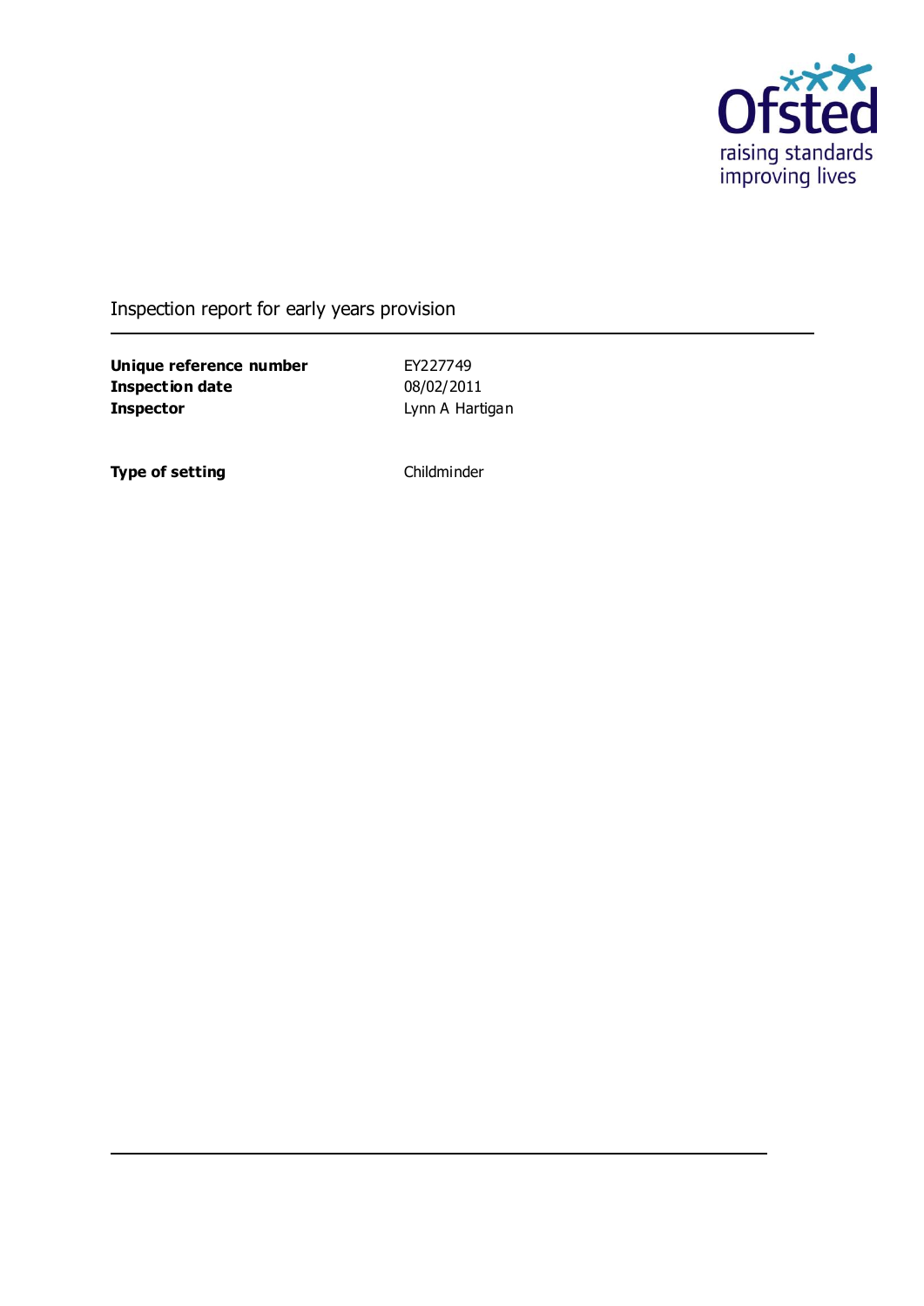Ofsted
raising standards
improving lives

# Inspection report for early years provision

| | |
|---|---|
| **Unique reference number** | EY227749 |
| **Inspection date** | 08/02/2011 |
| **Inspector** | Lynn A Hartigan |

| | |
|---|---|
| **Type of setting** | Childminder |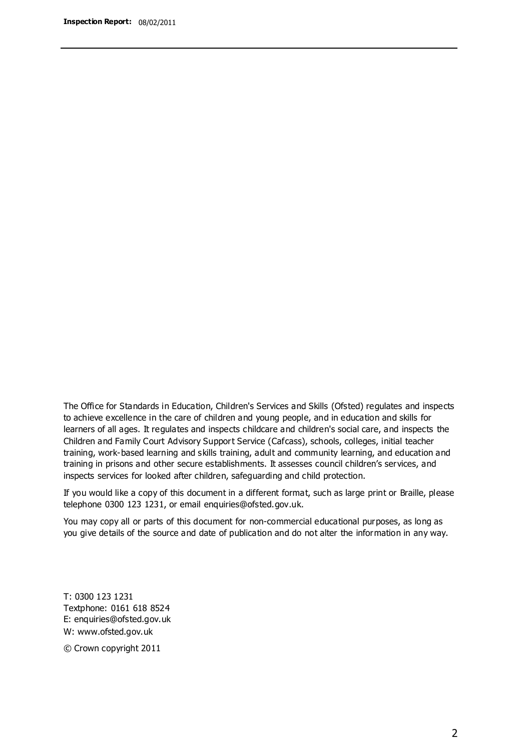The Office for Standards in Education, Children's Services and Skills (Ofsted) regulates and inspects to achieve excellence in the care of children and young people, and in education and skills for learners of all ages. It regulates and inspects childcare and children's social care, and inspects the Children and Family Court Advisory Support Service (Cafcass), schools, colleges, initial teacher training, work-based learning and skills training, adult and community learning, and education and training in prisons and other secure establishments. It assesses council children's services, and inspects services for looked after children, safeguarding and child protection.

If you would like a copy of this document in a different format, such as large print or Braille, please telephone 0300 123 1231, or email enquiries@ofsted.gov.uk.

You may copy all or parts of this document for non-commercial educational purposes, as long as you give details of the source and date of publication and do not alter the information in any way.

T: 0300 123 1231
Textphone: 0161 618 8524
E: enquiries@ofsted.gov.uk
W: www.ofsted.gov.uk

© Crown copyright 2011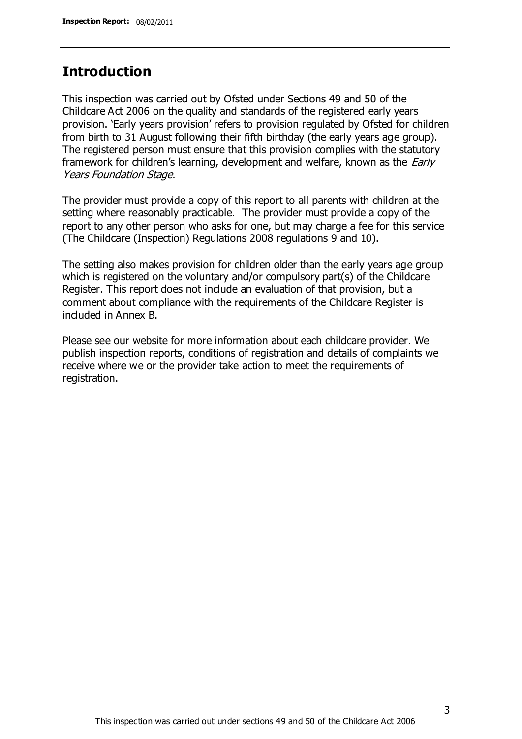## Introduction

This inspection was carried out by Ofsted under Sections 49 and 50 of the Childcare Act 2006 on the quality and standards of the registered early years provision. 'Early years provision' refers to provision regulated by Ofsted for children from birth to 31 August following their fifth birthday (the early years age group). The registered person must ensure that this provision complies with the statutory framework for children's learning, development and welfare, known as the *Early Years Foundation Stage.*

The provider must provide a copy of this report to all parents with children at the setting where reasonably practicable. The provider must provide a copy of the report to any other person who asks for one, but may charge a fee for this service (The Childcare (Inspection) Regulations 2008 regulations 9 and 10).

The setting also makes provision for children older than the early years age group which is registered on the voluntary and/or compulsory part(s) of the Childcare Register. This report does not include an evaluation of that provision, but a comment about compliance with the requirements of the Childcare Register is included in Annex B.

Please see our website for more information about each childcare provider. We publish inspection reports, conditions of registration and details of complaints we receive where we or the provider take action to meet the requirements of registration.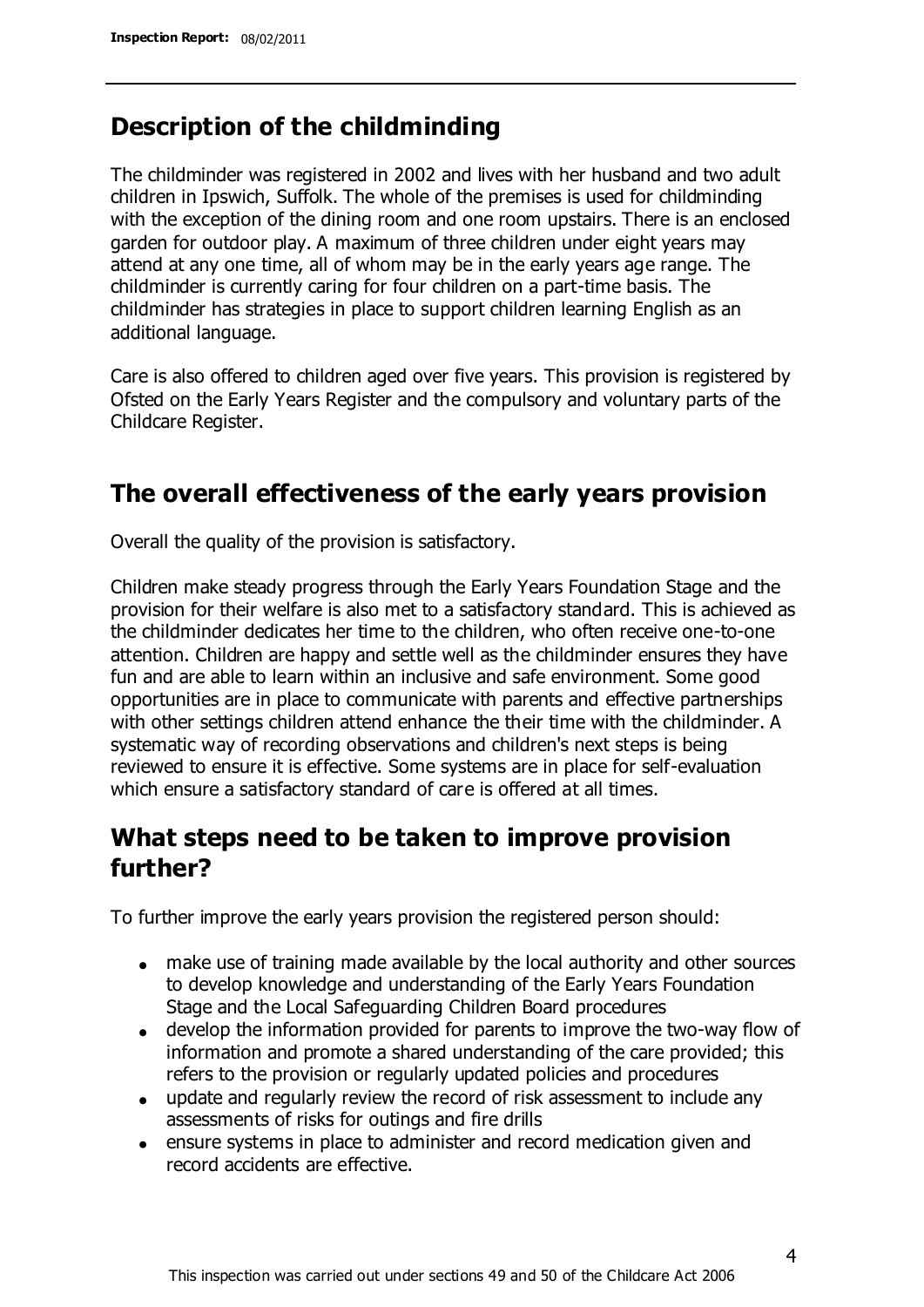## Description of the childminding

The childminder was registered in 2002 and lives with her husband and two adult children in Ipswich, Suffolk. The whole of the premises is used for childminding with the exception of the dining room and one room upstairs. There is an enclosed garden for outdoor play. A maximum of three children under eight years may attend at any one time, all of whom may be in the early years age range. The childminder is currently caring for four children on a part-time basis. The childminder has strategies in place to support children learning English as an additional language.

Care is also offered to children aged over five years. This provision is registered by Ofsted on the Early Years Register and the compulsory and voluntary parts of the Childcare Register.

## The overall effectiveness of the early years provision

Overall the quality of the provision is satisfactory.

Children make steady progress through the Early Years Foundation Stage and the provision for their welfare is also met to a satisfactory standard. This is achieved as the childminder dedicates her time to the children, who often receive one-to-one attention. Children are happy and settle well as the childminder ensures they have fun and are able to learn within an inclusive and safe environment. Some good opportunities are in place to communicate with parents and effective partnerships with other settings children attend enhance the their time with the childminder. A systematic way of recording observations and children's next steps is being reviewed to ensure it is effective. Some systems are in place for self-evaluation which ensure a satisfactory standard of care is offered at all times.

## What steps need to be taken to improve provision further?

To further improve the early years provision the registered person should:

- make use of training made available by the local authority and other sources to develop knowledge and understanding of the Early Years Foundation Stage and the Local Safeguarding Children Board procedures
- develop the information provided for parents to improve the two-way flow of information and promote a shared understanding of the care provided; this refers to the provision or regularly updated policies and procedures
- update and regularly review the record of risk assessment to include any assessments of risks for outings and fire drills
- ensure systems in place to administer and record medication given and record accidents are effective.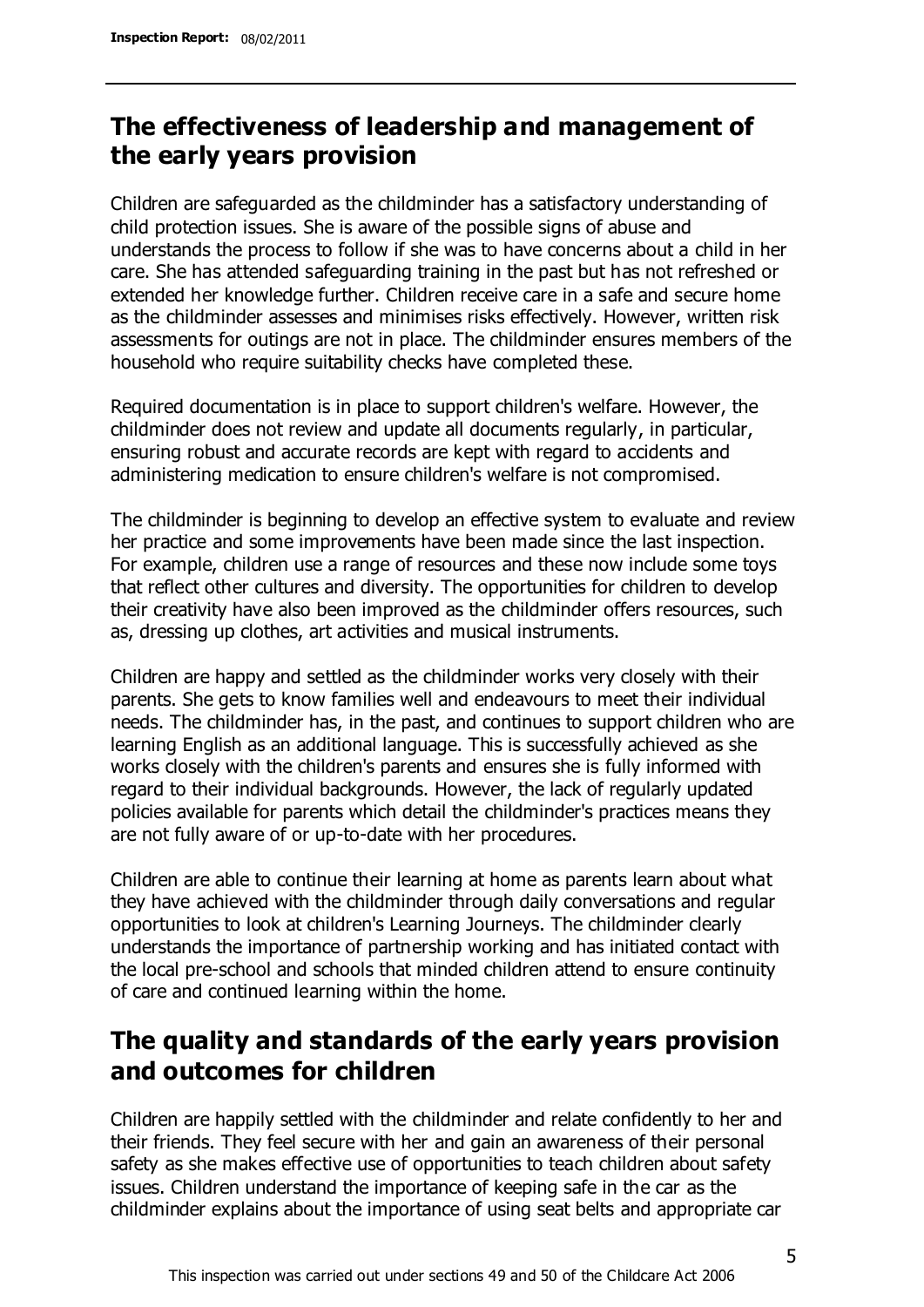## The effectiveness of leadership and management of the early years provision

Children are safeguarded as the childminder has a satisfactory understanding of child protection issues. She is aware of the possible signs of abuse and understands the process to follow if she was to have concerns about a child in her care. She has attended safeguarding training in the past but has not refreshed or extended her knowledge further. Children receive care in a safe and secure home as the childminder assesses and minimises risks effectively. However, written risk assessments for outings are not in place. The childminder ensures members of the household who require suitability checks have completed these.

Required documentation is in place to support children's welfare. However, the childminder does not review and update all documents regularly, in particular, ensuring robust and accurate records are kept with regard to accidents and administering medication to ensure children's welfare is not compromised.

The childminder is beginning to develop an effective system to evaluate and review her practice and some improvements have been made since the last inspection. For example, children use a range of resources and these now include some toys that reflect other cultures and diversity. The opportunities for children to develop their creativity have also been improved as the childminder offers resources, such as, dressing up clothes, art activities and musical instruments.

Children are happy and settled as the childminder works very closely with their parents. She gets to know families well and endeavours to meet their individual needs. The childminder has, in the past, and continues to support children who are learning English as an additional language. This is successfully achieved as she works closely with the children's parents and ensures she is fully informed with regard to their individual backgrounds. However, the lack of regularly updated policies available for parents which detail the childminder's practices means they are not fully aware of or up-to-date with her procedures.

Children are able to continue their learning at home as parents learn about what they have achieved with the childminder through daily conversations and regular opportunities to look at children's Learning Journeys. The childminder clearly understands the importance of partnership working and has initiated contact with the local pre-school and schools that minded children attend to ensure continuity of care and continued learning within the home.

## The quality and standards of the early years provision and outcomes for children

Children are happily settled with the childminder and relate confidently to her and their friends. They feel secure with her and gain an awareness of their personal safety as she makes effective use of opportunities to teach children about safety issues. Children understand the importance of keeping safe in the car as the childminder explains about the importance of using seat belts and appropriate car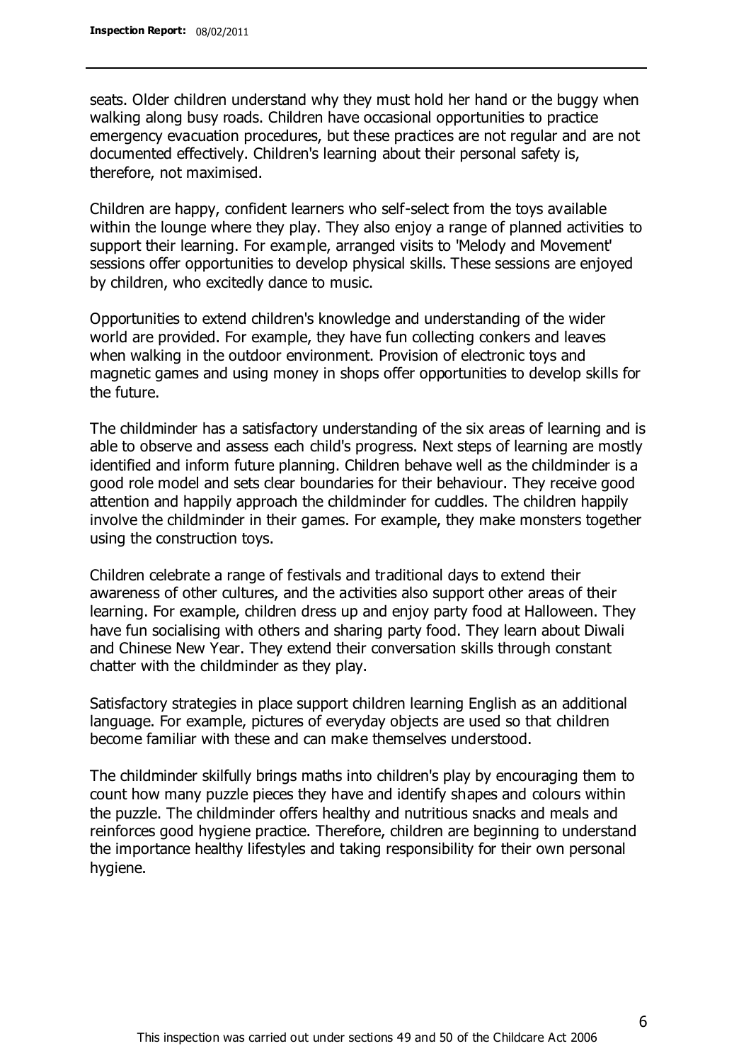seats. Older children understand why they must hold her hand or the buggy when walking along busy roads. Children have occasional opportunities to practice emergency evacuation procedures, but these practices are not regular and are not documented effectively. Children's learning about their personal safety is, therefore, not maximised.

Children are happy, confident learners who self-select from the toys available within the lounge where they play. They also enjoy a range of planned activities to support their learning. For example, arranged visits to 'Melody and Movement' sessions offer opportunities to develop physical skills. These sessions are enjoyed by children, who excitedly dance to music.

Opportunities to extend children's knowledge and understanding of the wider world are provided. For example, they have fun collecting conkers and leaves when walking in the outdoor environment. Provision of electronic toys and magnetic games and using money in shops offer opportunities to develop skills for the future.

The childminder has a satisfactory understanding of the six areas of learning and is able to observe and assess each child's progress. Next steps of learning are mostly identified and inform future planning. Children behave well as the childminder is a good role model and sets clear boundaries for their behaviour. They receive good attention and happily approach the childminder for cuddles. The children happily involve the childminder in their games. For example, they make monsters together using the construction toys.

Children celebrate a range of festivals and traditional days to extend their awareness of other cultures, and the activities also support other areas of their learning. For example, children dress up and enjoy party food at Halloween. They have fun socialising with others and sharing party food. They learn about Diwali and Chinese New Year. They extend their conversation skills through constant chatter with the childminder as they play.

Satisfactory strategies in place support children learning English as an additional language. For example, pictures of everyday objects are used so that children become familiar with these and can make themselves understood.

The childminder skilfully brings maths into children's play by encouraging them to count how many puzzle pieces they have and identify shapes and colours within the puzzle. The childminder offers healthy and nutritious snacks and meals and reinforces good hygiene practice. Therefore, children are beginning to understand the importance healthy lifestyles and taking responsibility for their own personal hygiene.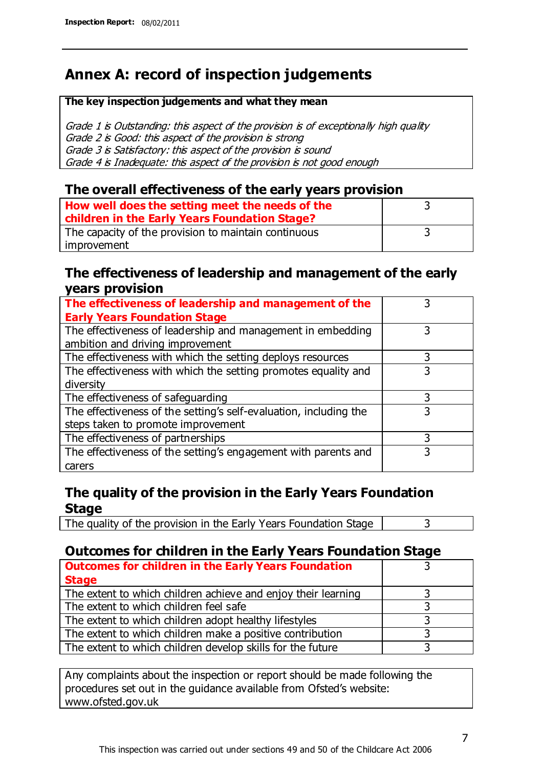# Annex A: record of inspection judgements

**The key inspection judgements and what they mean**

*Grade 1 is Outstanding: this aspect of the provision is of exceptionally high quality*
*Grade 2 is Good: this aspect of the provision is strong*
*Grade 3 is Satisfactory: this aspect of the provision is sound*
*Grade 4 is Inadequate: this aspect of the provision is not good enough*

## The overall effectiveness of the early years provision

| | |
|---|---|
| **How well does the setting meet the needs of the children in the Early Years Foundation Stage?** | 3 |
| The capacity of the provision to maintain continuous improvement | 3 |

## The effectiveness of leadership and management of the early years provision

| | |
|---|---|
| **The effectiveness of leadership and management of the Early Years Foundation Stage** | 3 |
| The effectiveness of leadership and management in embedding ambition and driving improvement | 3 |
| The effectiveness with which the setting deploys resources | 3 |
| The effectiveness with which the setting promotes equality and diversity | 3 |
| The effectiveness of safeguarding | 3 |
| The effectiveness of the setting's self-evaluation, including the steps taken to promote improvement | 3 |
| The effectiveness of partnerships | 3 |
| The effectiveness of the setting's engagement with parents and carers | 3 |

## The quality of the provision in the Early Years Foundation Stage

| | |
|---|---|
| The quality of the provision in the Early Years Foundation Stage | 3 |

## Outcomes for children in the Early Years Foundation Stage

| | |
|---|---|
| **Outcomes for children in the Early Years Foundation Stage** | 3 |
| The extent to which children achieve and enjoy their learning | 3 |
| The extent to which children feel safe | 3 |
| The extent to which children adopt healthy lifestyles | 3 |
| The extent to which children make a positive contribution | 3 |
| The extent to which children develop skills for the future | 3 |

Any complaints about the inspection or report should be made following the procedures set out in the guidance available from Ofsted's website: www.ofsted.gov.uk

This inspection was carried out under sections 49 and 50 of the Childcare Act 2006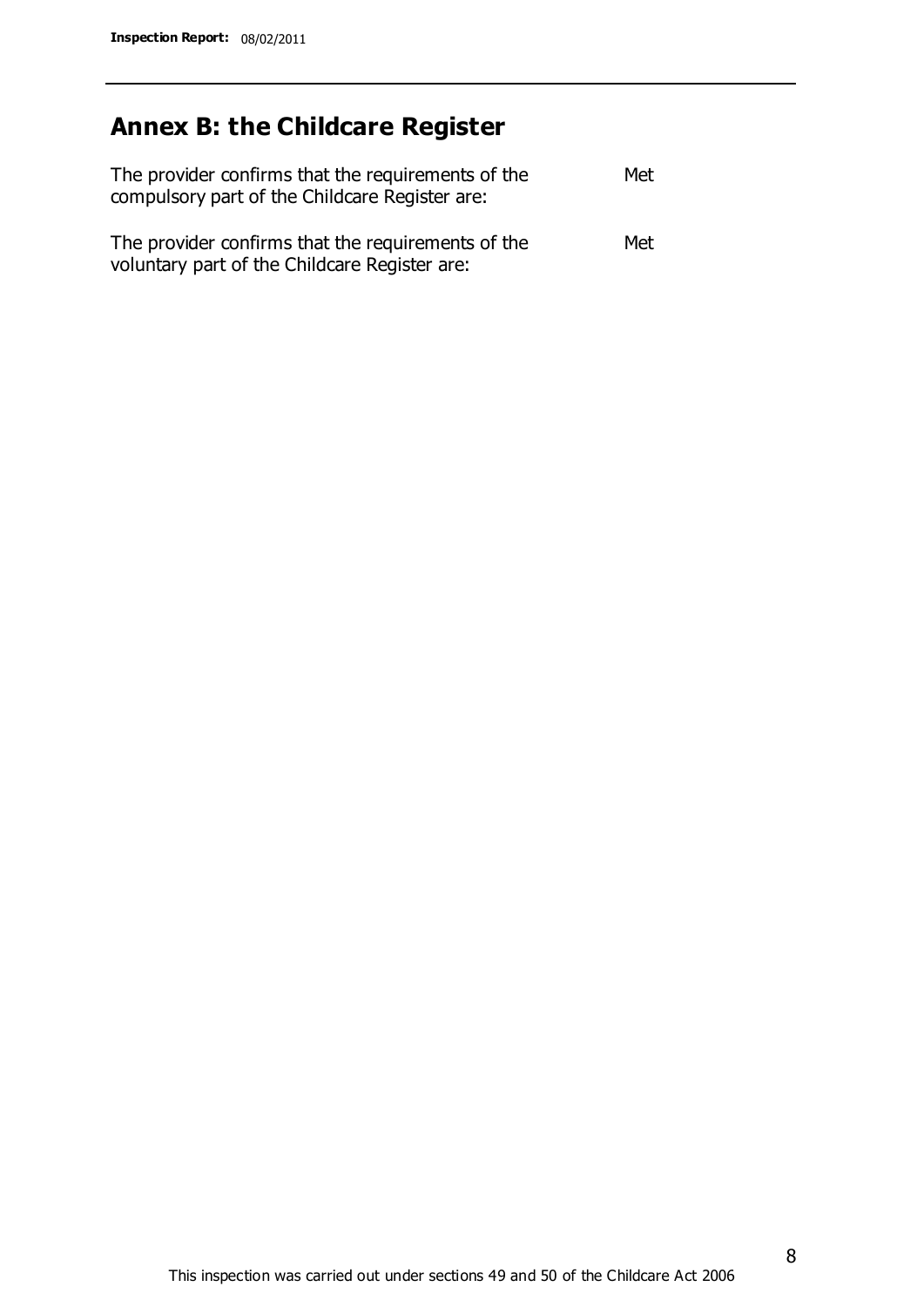## Annex B: the Childcare Register

| | |
|---|---|
| The provider confirms that the requirements of the compulsory part of the Childcare Register are: | Met |
| The provider confirms that the requirements of the voluntary part of the Childcare Register are: | Met |

This inspection was carried out under sections 49 and 50 of the Childcare Act 2006